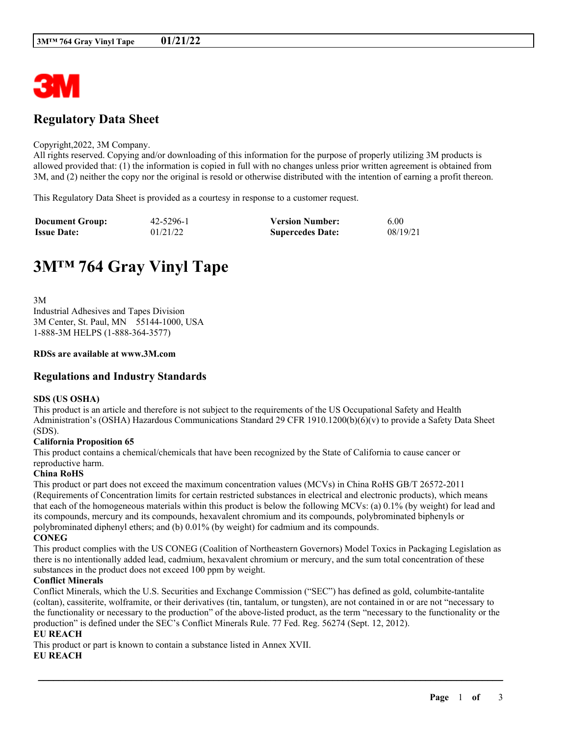# Regulatory Data Sheet

Copyright,2022, 3M Company.
All rights reserved. Copying and/or downloading of this information for the purpose of properly utilizing 3M products is allowed provided that: (1) the information is copied in full with no changes unless prior written agreement is obtained from 3M, and (2) neither the copy nor the original is resold or otherwise distributed with the intention of earning a profit thereon.

This Regulatory Data Sheet is provided as a courtesy in response to a customer request.

| **Document Group:** | 42-5296-1 | **Version Number:** | 6.00 |
|---|---|---|---|
| **Issue Date:** | 01/21/22 | **Supercedes Date:** | 08/19/21 |

# 3M™ 764 Gray Vinyl Tape

3M
Industrial Adhesives and Tapes Division
3M Center, St. Paul, MN 55144-1000, USA
1-888-3M HELPS (1-888-364-3577)

**RDSs are available at www.3M.com**

## Regulations and Industry Standards

**SDS (US OSHA)**
This product is an article and therefore is not subject to the requirements of the US Occupational Safety and Health Administration's (OSHA) Hazardous Communications Standard 29 CFR 1910.1200(b)(6)(v) to provide a Safety Data Sheet (SDS).

**California Proposition 65**
This product contains a chemical/chemicals that have been recognized by the State of California to cause cancer or reproductive harm.

**China RoHS**
This product or part does not exceed the maximum concentration values (MCVs) in China RoHS GB/T 26572-2011 (Requirements of Concentration limits for certain restricted substances in electrical and electronic products), which means that each of the homogeneous materials within this product is below the following MCVs: (a) 0.1% (by weight) for lead and its compounds, mercury and its compounds, hexavalent chromium and its compounds, polybrominated biphenyls or polybrominated diphenyl ethers; and (b) 0.01% (by weight) for cadmium and its compounds.

**CONEG**
This product complies with the US CONEG (Coalition of Northeastern Governors) Model Toxics in Packaging Legislation as there is no intentionally added lead, cadmium, hexavalent chromium or mercury, and the sum total concentration of these substances in the product does not exceed 100 ppm by weight.

**Conflict Minerals**
Conflict Minerals, which the U.S. Securities and Exchange Commission ("SEC") has defined as gold, columbite-tantalite (coltan), cassiterite, wolframite, or their derivatives (tin, tantalum, or tungsten), are not contained in or are not "necessary to the functionality or necessary to the production" of the above-listed product, as the term "necessary to the functionality or the production" is defined under the SEC's Conflict Minerals Rule. 77 Fed. Reg. 56274 (Sept. 12, 2012).

**EU REACH**
This product or part is known to contain a substance listed in Annex XVII.

**EU REACH**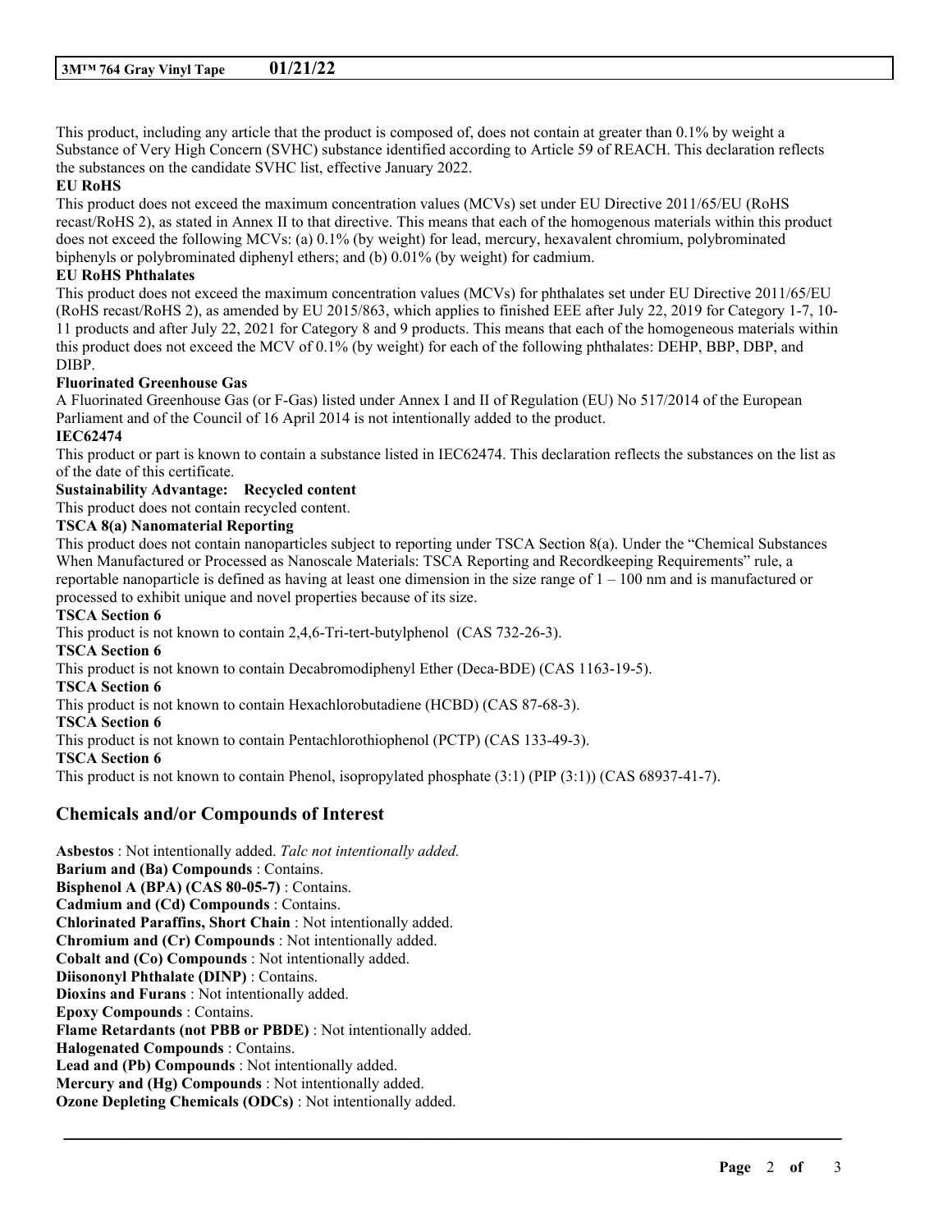This product, including any article that the product is composed of, does not contain at greater than 0.1% by weight a Substance of Very High Concern (SVHC) substance identified according to Article 59 of REACH. This declaration reflects the substances on the candidate SVHC list, effective January 2022.

**EU RoHS**

This product does not exceed the maximum concentration values (MCVs) set under EU Directive 2011/65/EU (RoHS recast/RoHS 2), as stated in Annex II to that directive. This means that each of the homogenous materials within this product does not exceed the following MCVs: (a) 0.1% (by weight) for lead, mercury, hexavalent chromium, polybrominated biphenyls or polybrominated diphenyl ethers; and (b) 0.01% (by weight) for cadmium.

**EU RoHS Phthalates**

This product does not exceed the maximum concentration values (MCVs) for phthalates set under EU Directive 2011/65/EU (RoHS recast/RoHS 2), as amended by EU 2015/863, which applies to finished EEE after July 22, 2019 for Category 1-7, 10-11 products and after July 22, 2021 for Category 8 and 9 products. This means that each of the homogeneous materials within this product does not exceed the MCV of 0.1% (by weight) for each of the following phthalates: DEHP, BBP, DBP, and DIBP.

**Fluorinated Greenhouse Gas**

A Fluorinated Greenhouse Gas (or F-Gas) listed under Annex I and II of Regulation (EU) No 517/2014 of the European Parliament and of the Council of 16 April 2014 is not intentionally added to the product.

**IEC62474**

This product or part is known to contain a substance listed in IEC62474. This declaration reflects the substances on the list as of the date of this certificate.

**Sustainability Advantage: Recycled content**

This product does not contain recycled content.

**TSCA 8(a) Nanomaterial Reporting**

This product does not contain nanoparticles subject to reporting under TSCA Section 8(a). Under the "Chemical Substances When Manufactured or Processed as Nanoscale Materials: TSCA Reporting and Recordkeeping Requirements" rule, a reportable nanoparticle is defined as having at least one dimension in the size range of 1 – 100 nm and is manufactured or processed to exhibit unique and novel properties because of its size.

**TSCA Section 6**

This product is not known to contain 2,4,6-Tri-tert-butylphenol (CAS 732-26-3).

**TSCA Section 6**

This product is not known to contain Decabromodiphenyl Ether (Deca-BDE) (CAS 1163-19-5).

**TSCA Section 6**

This product is not known to contain Hexachlorobutadiene (HCBD) (CAS 87-68-3).

**TSCA Section 6**

This product is not known to contain Pentachlorothiophenol (PCTP) (CAS 133-49-3).

**TSCA Section 6**

This product is not known to contain Phenol, isopropylated phosphate (3:1) (PIP (3:1)) (CAS 68937-41-7).

## Chemicals and/or Compounds of Interest

**Asbestos** : Not intentionally added. *Talc not intentionally added.*
**Barium and (Ba) Compounds** : Contains.
**Bisphenol A (BPA) (CAS 80-05-7)** : Contains.
**Cadmium and (Cd) Compounds** : Contains.
**Chlorinated Paraffins, Short Chain** : Not intentionally added.
**Chromium and (Cr) Compounds** : Not intentionally added.
**Cobalt and (Co) Compounds** : Not intentionally added.
**Diisononyl Phthalate (DINP)** : Contains.
**Dioxins and Furans** : Not intentionally added.
**Epoxy Compounds** : Contains.
**Flame Retardants (not PBB or PBDE)** : Not intentionally added.
**Halogenated Compounds** : Contains.
**Lead and (Pb) Compounds** : Not intentionally added.
**Mercury and (Hg) Compounds** : Not intentionally added.
**Ozone Depleting Chemicals (ODCs)** : Not intentionally added.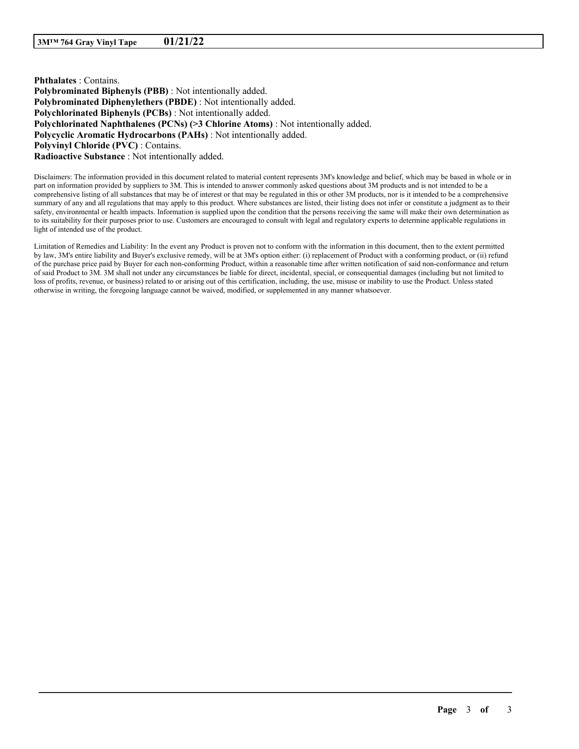**Phthalates** : Contains.
**Polybrominated Biphenyls (PBB)** : Not intentionally added.
**Polybrominated Diphenylethers (PBDE)** : Not intentionally added.
**Polychlorinated Biphenyls (PCBs)** : Not intentionally added.
**Polychlorinated Naphthalenes (PCNs) (>3 Chlorine Atoms)** : Not intentionally added.
**Polycyclic Aromatic Hydrocarbons (PAHs)** : Not intentionally added.
**Polyvinyl Chloride (PVC)** : Contains.
**Radioactive Substance** : Not intentionally added.

Disclaimers: The information provided in this document related to material content represents 3M's knowledge and belief, which may be based in whole or in part on information provided by suppliers to 3M. This is intended to answer commonly asked questions about 3M products and is not intended to be a comprehensive listing of all substances that may be of interest or that may be regulated in this or other 3M products, nor is it intended to be a comprehensive summary of any and all regulations that may apply to this product. Where substances are listed, their listing does not infer or constitute a judgment as to their safety, environmental or health impacts. Information is supplied upon the condition that the persons receiving the same will make their own determination as to its suitability for their purposes prior to use. Customers are encouraged to consult with legal and regulatory experts to determine applicable regulations in light of intended use of the product.

Limitation of Remedies and Liability: In the event any Product is proven not to conform with the information in this document, then to the extent permitted by law, 3M's entire liability and Buyer's exclusive remedy, will be at 3M's option either: (i) replacement of Product with a conforming product, or (ii) refund of the purchase price paid by Buyer for each non-conforming Product, within a reasonable time after written notification of said non-conformance and return of said Product to 3M. 3M shall not under any circumstances be liable for direct, incidental, special, or consequential damages (including but not limited to loss of profits, revenue, or business) related to or arising out of this certification, including, the use, misuse or inability to use the Product. Unless stated otherwise in writing, the foregoing language cannot be waived, modified, or supplemented in any manner whatsoever.